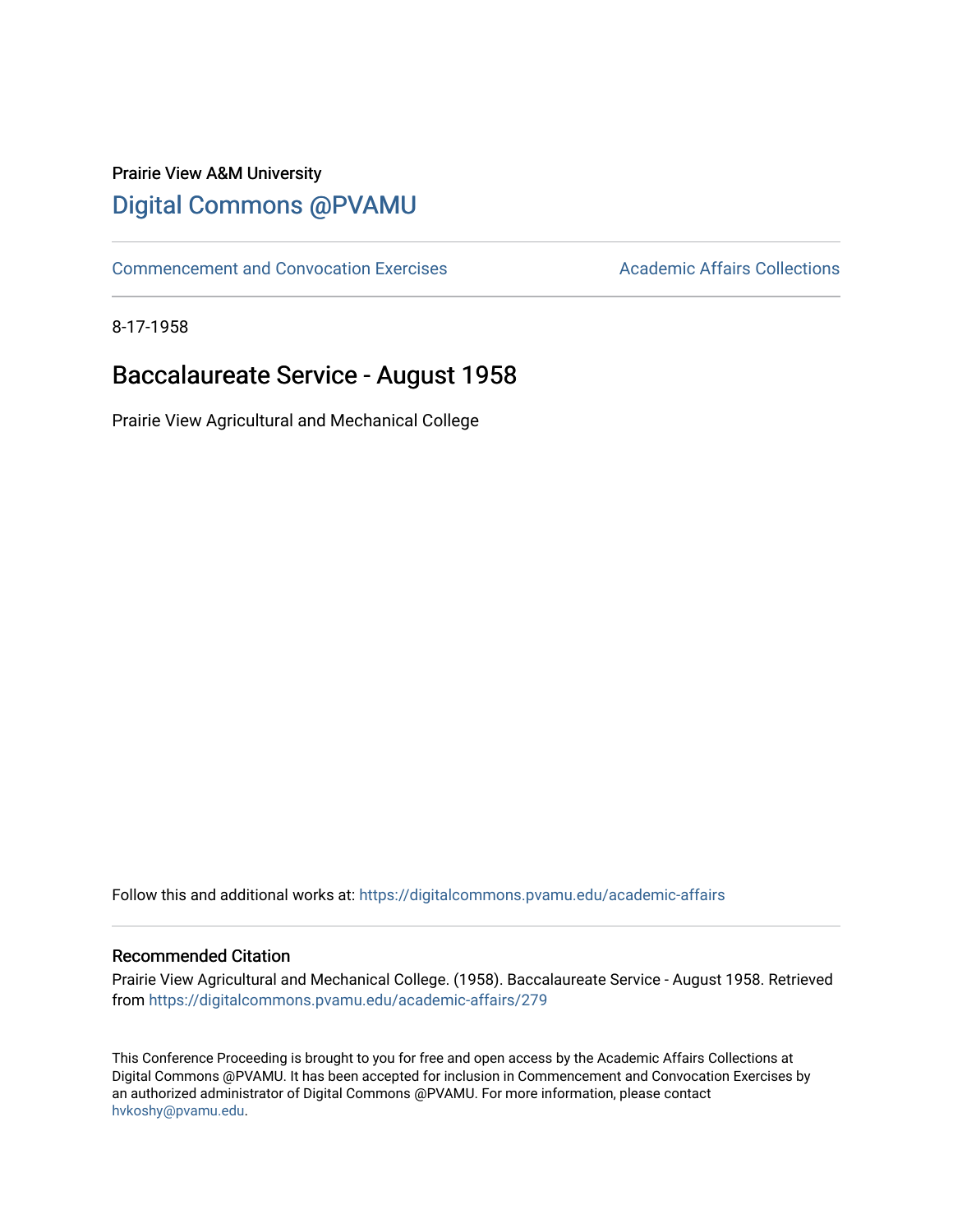Prairie View A&M University

# Digital Commons @PVAMU

Commencement and Convocation Exercises | Academic Affairs Collections

8-17-1958

## Baccalaureate Service - August 1958

Prairie View Agricultural and Mechanical College

Follow this and additional works at: https://digitalcommons.pvamu.edu/academic-affairs

### Recommended Citation

Prairie View Agricultural and Mechanical College. (1958). Baccalaureate Service - August 1958. Retrieved from https://digitalcommons.pvamu.edu/academic-affairs/279

This Conference Proceeding is brought to you for free and open access by the Academic Affairs Collections at Digital Commons @PVAMU. It has been accepted for inclusion in Commencement and Convocation Exercises by an authorized administrator of Digital Commons @PVAMU. For more information, please contact hvkoshy@pvamu.edu.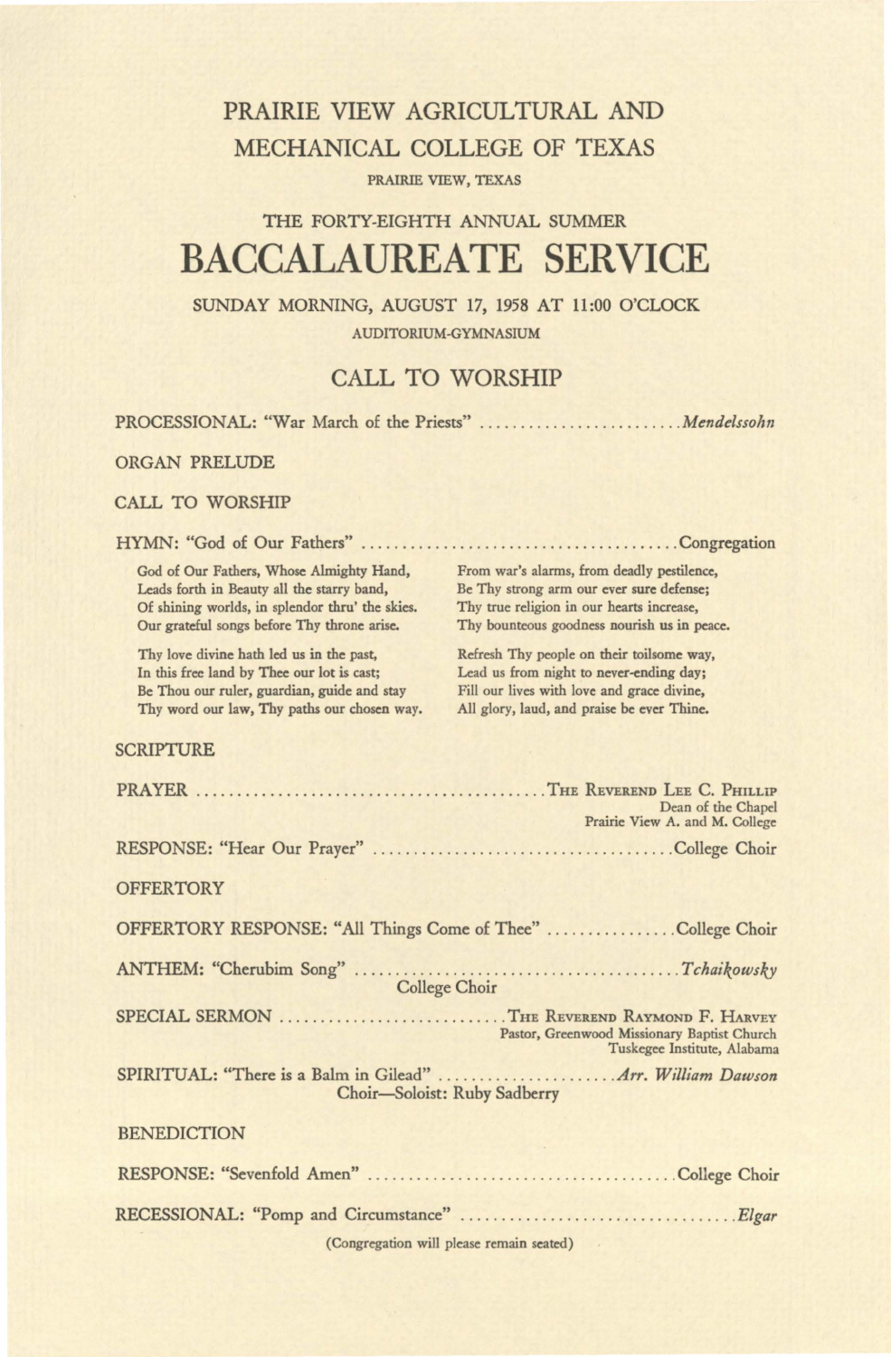# PRAIRIE VIEW AGRICULTURAL AND MECHANICAL COLLEGE OF TEXAS

PRAIRIE VIEW, TEXAS

THE FORTY-EIGHTH ANNUAL SUMMER

# BACCALAUREATE SERVICE

SUNDAY MORNING, AUGUST 17, 1958 AT 11:00 O'CLOCK

AUDITORIUM-GYMNASIUM

## CALL TO WORSHIP

PROCESSIONAL: "War March of the Priests" .......................... *Mendelssohn*

ORGAN PRELUDE

CALL TO WORSHIP

HYMN: "God of Our Fathers" .......................................... Congregation

God of Our Fathers, Whose Almighty Hand,
Leads forth in Beauty all the starry band,
Of shining worlds, in splendor thru' the skies.
Our grateful songs before Thy throne arise.

Thy love divine hath led us in the past,
In this free land by Thee our lot is cast;
Be Thou our ruler, guardian, guide and stay
Thy word our law, Thy paths our chosen way.

From war's alarms, from deadly pestilence,
Be Thy strong arm our ever sure defense;
Thy true religion in our hearts increase,
Thy bounteous goodness nourish us in peace.

Refresh Thy people on their toilsome way,
Lead us from night to never-ending day;
Fill our lives with love and grace divine,
All glory, laud, and praise be ever Thine.

SCRIPTURE

PRAYER ............................................ THE REVEREND LEE C. PHILLIP
Dean of the Chapel
Prairie View A. and M. College

RESPONSE: "Hear Our Prayer" ...................................... College Choir

OFFERTORY

OFFERTORY RESPONSE: "All Things Come of Thee" ................ College Choir

ANTHEM: "Cherubim Song" .......................................... *Tchaikowsky*
College Choir

SPECIAL SERMON ............................ THE REVEREND RAYMOND F. HARVEY
Pastor, Greenwood Missionary Baptist Church
Tuskegee Institute, Alabama

SPIRITUAL: "There is a Balm in Gilead" ....................... *Arr. William Dawson*
Choir—Soloist: Ruby Sadberry

BENEDICTION

RESPONSE: "Sevenfold Amen" ....................................... College Choir

RECESSIONAL: "Pomp and Circumstance" .................................. *Elgar*

(Congregation will please remain seated)